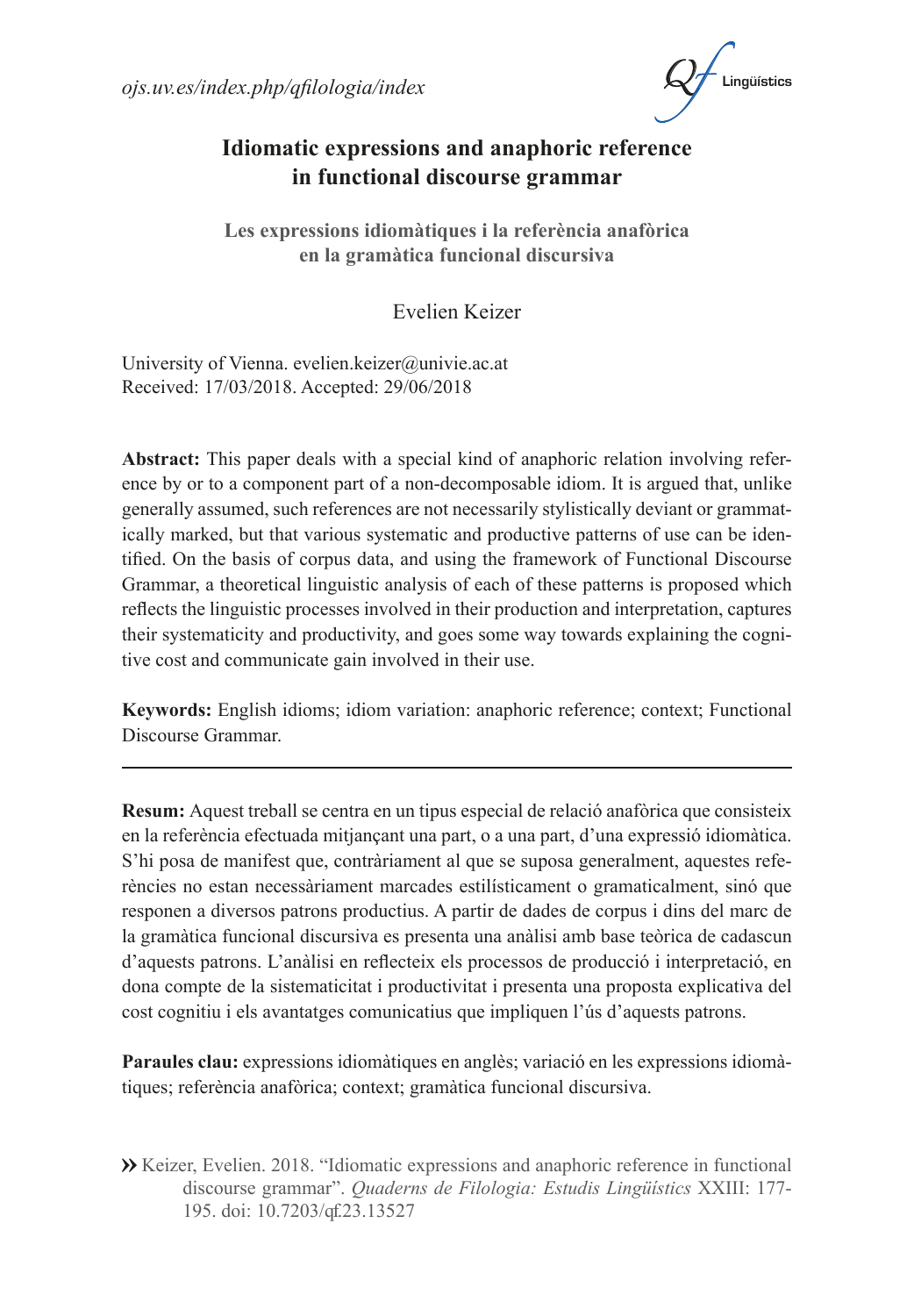*ojs.uv.es/index.php/qfilologia/index*

# Idiomatic expressions and anaphoric reference in functional discourse grammar

## Les expressions idiomàtiques i la referència anafòrica en la gramàtica funcional discursiva

Evelien Keizer

University of Vienna. evelien.keizer@univie.ac.at
Received: 17/03/2018. Accepted: 29/06/2018

**Abstract:** This paper deals with a special kind of anaphoric relation involving reference by or to a component part of a non-decomposable idiom. It is argued that, unlike generally assumed, such references are not necessarily stylistically deviant or grammatically marked, but that various systematic and productive patterns of use can be identified. On the basis of corpus data, and using the framework of Functional Discourse Grammar, a theoretical linguistic analysis of each of these patterns is proposed which reflects the linguistic processes involved in their production and interpretation, captures their systematicity and productivity, and goes some way towards explaining the cognitive cost and communicate gain involved in their use.

**Keywords:** English idioms; idiom variation: anaphoric reference; context; Functional Discourse Grammar.

---

**Resum:** Aquest treball se centra en un tipus especial de relació anafòrica que consisteix en la referència efectuada mitjançant una part, o a una part, d'una expressió idiomàtica. S'hi posa de manifest que, contràriament al que se suposa generalment, aquestes referències no estan necessàriament marcades estilísticament o gramaticalment, sinó que responen a diversos patrons productius. A partir de dades de corpus i dins del marc de la gramàtica funcional discursiva es presenta una anàlisi amb base teòrica de cadascun d'aquests patrons. L'anàlisi en reflecteix els processos de producció i interpretació, en dona compte de la sistematicitat i productivitat i presenta una proposta explicativa del cost cognitiu i els avantatges comunicatius que impliquen l'ús d'aquests patrons.

**Paraules clau:** expressions idiomàtiques en anglès; variació en les expressions idiomàtiques; referència anafòrica; context; gramàtica funcional discursiva.

» Keizer, Evelien. 2018. "Idiomatic expressions and anaphoric reference in functional discourse grammar". *Quaderns de Filologia: Estudis Lingüístics* XXIII: 177-195. doi: 10.7203/qf.23.13527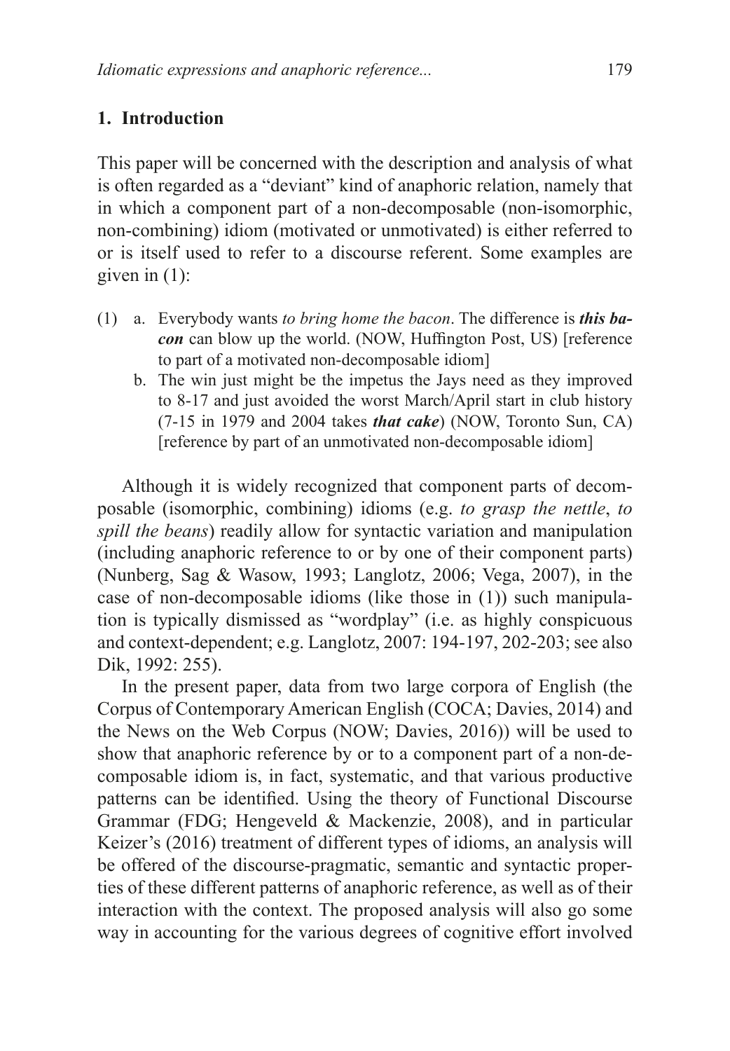## 1. Introduction

This paper will be concerned with the description and analysis of what is often regarded as a "deviant" kind of anaphoric relation, namely that in which a component part of a non-decomposable (non-isomorphic, non-combining) idiom (motivated or unmotivated) is either referred to or is itself used to refer to a discourse referent. Some examples are given in (1):

(1) a. Everybody wants *to bring home the bacon*. The difference is ***this bacon*** can blow up the world. (NOW, Huffington Post, US) [reference to part of a motivated non-decomposable idiom]

b. The win just might be the impetus the Jays need as they improved to 8-17 and just avoided the worst March/April start in club history (7-15 in 1979 and 2004 takes ***that cake***) (NOW, Toronto Sun, CA) [reference by part of an unmotivated non-decomposable idiom]

Although it is widely recognized that component parts of decomposable (isomorphic, combining) idioms (e.g. *to grasp the nettle*, *to spill the beans*) readily allow for syntactic variation and manipulation (including anaphoric reference to or by one of their component parts) (Nunberg, Sag & Wasow, 1993; Langlotz, 2006; Vega, 2007), in the case of non-decomposable idioms (like those in (1)) such manipulation is typically dismissed as "wordplay" (i.e. as highly conspicuous and context-dependent; e.g. Langlotz, 2007: 194-197, 202-203; see also Dik, 1992: 255).

In the present paper, data from two large corpora of English (the Corpus of Contemporary American English (COCA; Davies, 2014) and the News on the Web Corpus (NOW; Davies, 2016)) will be used to show that anaphoric reference by or to a component part of a non-decomposable idiom is, in fact, systematic, and that various productive patterns can be identified. Using the theory of Functional Discourse Grammar (FDG; Hengeveld & Mackenzie, 2008), and in particular Keizer's (2016) treatment of different types of idioms, an analysis will be offered of the discourse-pragmatic, semantic and syntactic properties of these different patterns of anaphoric reference, as well as of their interaction with the context. The proposed analysis will also go some way in accounting for the various degrees of cognitive effort involved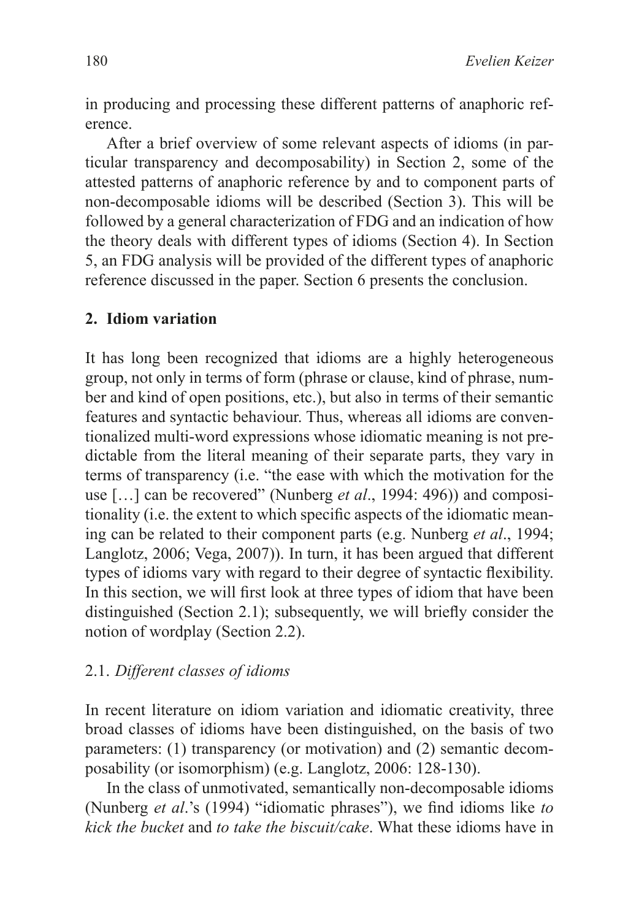in producing and processing these different patterns of anaphoric reference.

After a brief overview of some relevant aspects of idioms (in particular transparency and decomposability) in Section 2, some of the attested patterns of anaphoric reference by and to component parts of non-decomposable idioms will be described (Section 3). This will be followed by a general characterization of FDG and an indication of how the theory deals with different types of idioms (Section 4). In Section 5, an FDG analysis will be provided of the different types of anaphoric reference discussed in the paper. Section 6 presents the conclusion.

## 2. Idiom variation

It has long been recognized that idioms are a highly heterogeneous group, not only in terms of form (phrase or clause, kind of phrase, number and kind of open positions, etc.), but also in terms of their semantic features and syntactic behaviour. Thus, whereas all idioms are conventionalized multi-word expressions whose idiomatic meaning is not predictable from the literal meaning of their separate parts, they vary in terms of transparency (i.e. "the ease with which the motivation for the use […] can be recovered" (Nunberg *et al*., 1994: 496)) and compositionality (i.e. the extent to which specific aspects of the idiomatic meaning can be related to their component parts (e.g. Nunberg *et al*., 1994; Langlotz, 2006; Vega, 2007)). In turn, it has been argued that different types of idioms vary with regard to their degree of syntactic flexibility. In this section, we will first look at three types of idiom that have been distinguished (Section 2.1); subsequently, we will briefly consider the notion of wordplay (Section 2.2).

### 2.1. *Different classes of idioms*

In recent literature on idiom variation and idiomatic creativity, three broad classes of idioms have been distinguished, on the basis of two parameters: (1) transparency (or motivation) and (2) semantic decomposability (or isomorphism) (e.g. Langlotz, 2006: 128-130).

In the class of unmotivated, semantically non-decomposable idioms (Nunberg *et al*.'s (1994) "idiomatic phrases"), we find idioms like *to kick the bucket* and *to take the biscuit/cake*. What these idioms have in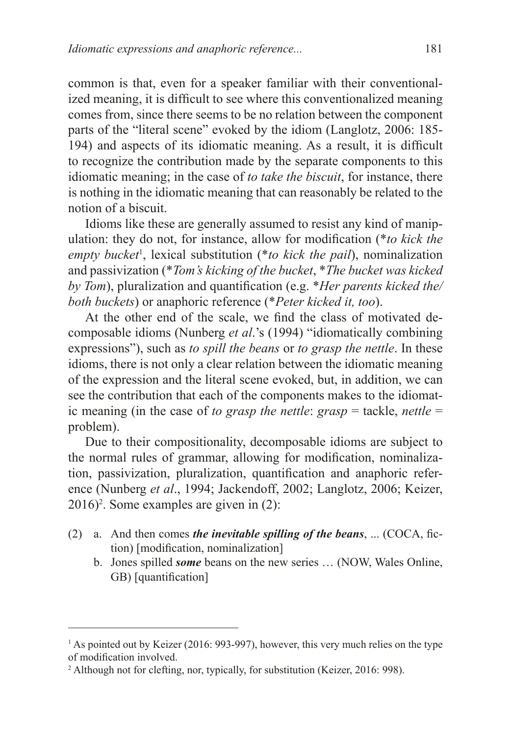common is that, even for a speaker familiar with their conventionalized meaning, it is difficult to see where this conventionalized meaning comes from, since there seems to be no relation between the component parts of the "literal scene" evoked by the idiom (Langlotz, 2006: 185-194) and aspects of its idiomatic meaning. As a result, it is difficult to recognize the contribution made by the separate components to this idiomatic meaning; in the case of *to take the biscuit*, for instance, there is nothing in the idiomatic meaning that can reasonably be related to the notion of a biscuit.

Idioms like these are generally assumed to resist any kind of manipulation: they do not, for instance, allow for modification (**to kick the empty bucket*[1], lexical substitution (**to kick the pail*), nominalization and passivization (**Tom's kicking of the bucket*, **The bucket was kicked by Tom*), pluralization and quantification (e.g. **Her parents kicked the/both buckets*) or anaphoric reference (**Peter kicked it, too*).

At the other end of the scale, we find the class of motivated decomposable idioms (Nunberg *et al*.'s (1994) "idiomatically combining expressions"), such as *to spill the beans* or *to grasp the nettle*. In these idioms, there is not only a clear relation between the idiomatic meaning of the expression and the literal scene evoked, but, in addition, we can see the contribution that each of the components makes to the idiomatic meaning (in the case of *to grasp the nettle*: *grasp* = tackle, *nettle* = problem).

Due to their compositionality, decomposable idioms are subject to the normal rules of grammar, allowing for modification, nominalization, passivization, pluralization, quantification and anaphoric reference (Nunberg *et al*., 1994; Jackendoff, 2002; Langlotz, 2006; Keizer, 2016)[2]. Some examples are given in (2):

(2) a. And then comes ***the inevitable spilling of the beans***, ... (COCA, fiction) [modification, nominalization]
  b. Jones spilled ***some*** beans on the new series … (NOW, Wales Online, GB) [quantification]

---

[1] As pointed out by Keizer (2016: 993-997), however, this very much relies on the type of modification involved.

[2] Although not for clefting, nor, typically, for substitution (Keizer, 2016: 998).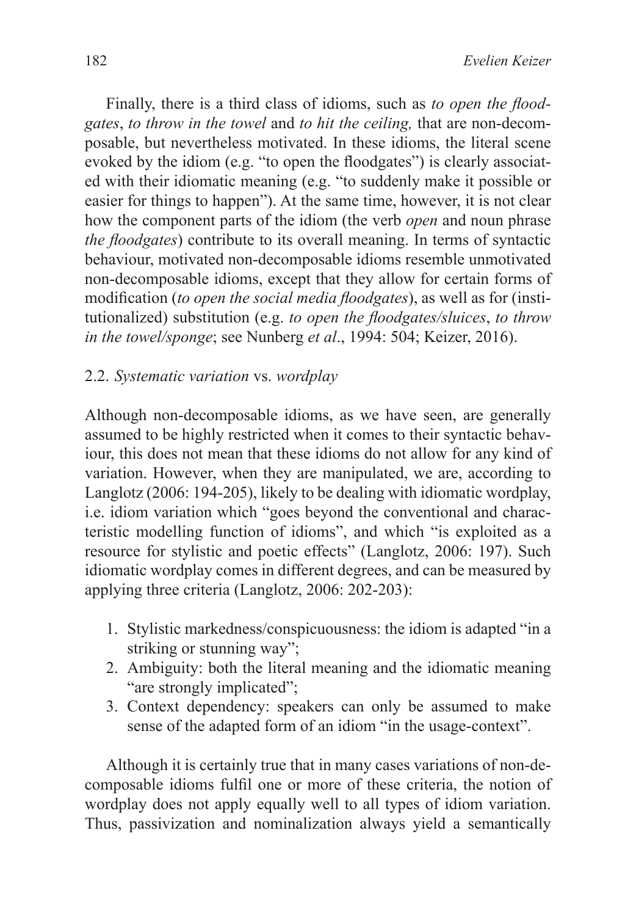Finally, there is a third class of idioms, such as *to open the floodgates*, *to throw in the towel* and *to hit the ceiling,* that are non-decomposable, but nevertheless motivated. In these idioms, the literal scene evoked by the idiom (e.g. "to open the floodgates") is clearly associated with their idiomatic meaning (e.g. "to suddenly make it possible or easier for things to happen"). At the same time, however, it is not clear how the component parts of the idiom (the verb *open* and noun phrase *the floodgates*) contribute to its overall meaning. In terms of syntactic behaviour, motivated non-decomposable idioms resemble unmotivated non-decomposable idioms, except that they allow for certain forms of modification (*to open the social media floodgates*), as well as for (institutionalized) substitution (e.g. *to open the floodgates/sluices*, *to throw in the towel/sponge*; see Nunberg *et al*., 1994: 504; Keizer, 2016).

## 2.2. *Systematic variation* vs. *wordplay*

Although non-decomposable idioms, as we have seen, are generally assumed to be highly restricted when it comes to their syntactic behaviour, this does not mean that these idioms do not allow for any kind of variation. However, when they are manipulated, we are, according to Langlotz (2006: 194-205), likely to be dealing with idiomatic wordplay, i.e. idiom variation which "goes beyond the conventional and characteristic modelling function of idioms", and which "is exploited as a resource for stylistic and poetic effects" (Langlotz, 2006: 197). Such idiomatic wordplay comes in different degrees, and can be measured by applying three criteria (Langlotz, 2006: 202-203):

1. Stylistic markedness/conspicuousness: the idiom is adapted "in a striking or stunning way";
2. Ambiguity: both the literal meaning and the idiomatic meaning "are strongly implicated";
3. Context dependency: speakers can only be assumed to make sense of the adapted form of an idiom "in the usage-context".

Although it is certainly true that in many cases variations of non-decomposable idioms fulfil one or more of these criteria, the notion of wordplay does not apply equally well to all types of idiom variation. Thus, passivization and nominalization always yield a semantically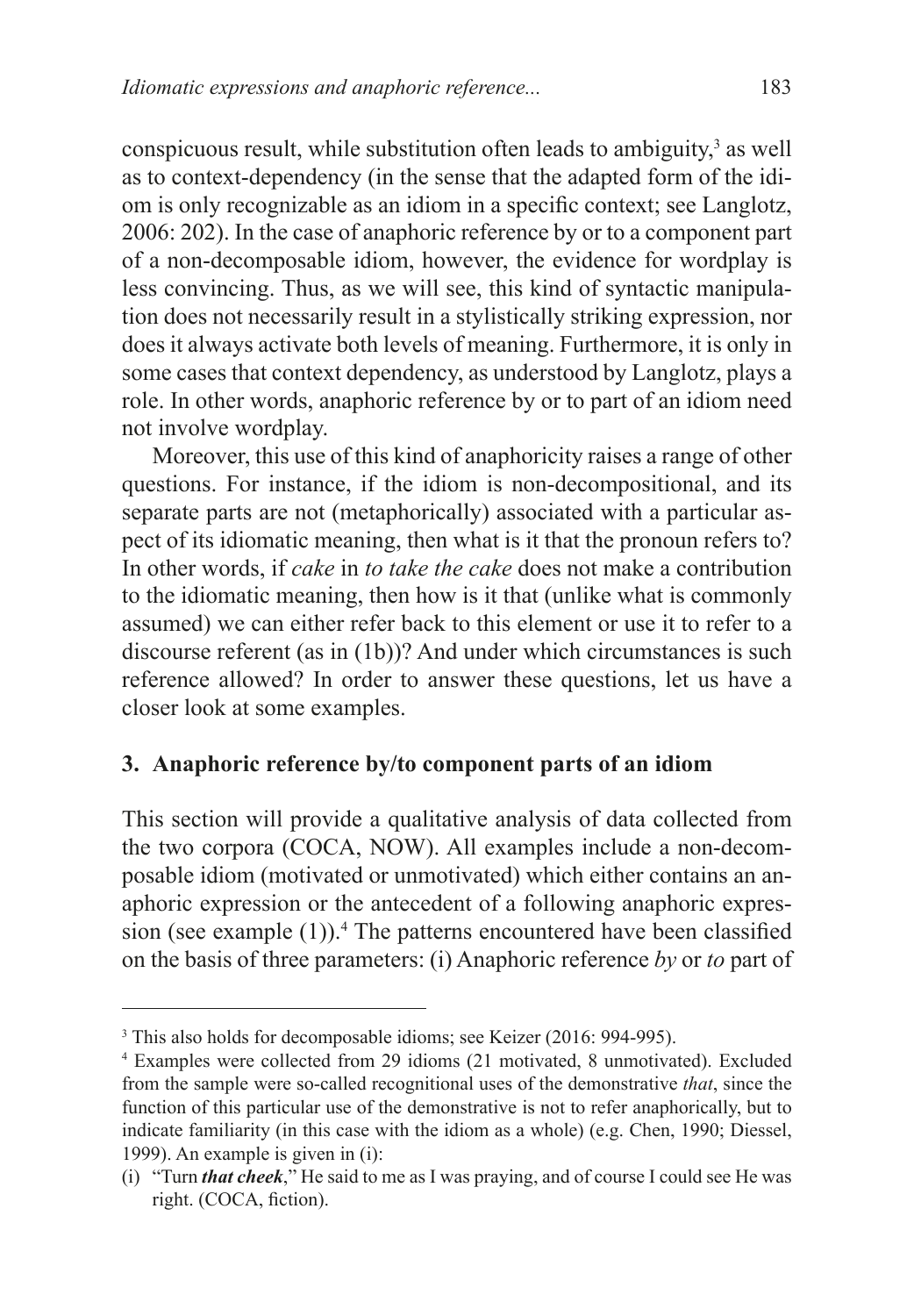conspicuous result, while substitution often leads to ambiguity,[3] as well as to context-dependency (in the sense that the adapted form of the idiom is only recognizable as an idiom in a specific context; see Langlotz, 2006: 202). In the case of anaphoric reference by or to a component part of a non-decomposable idiom, however, the evidence for wordplay is less convincing. Thus, as we will see, this kind of syntactic manipulation does not necessarily result in a stylistically striking expression, nor does it always activate both levels of meaning. Furthermore, it is only in some cases that context dependency, as understood by Langlotz, plays a role. In other words, anaphoric reference by or to part of an idiom need not involve wordplay.

Moreover, this use of this kind of anaphoricity raises a range of other questions. For instance, if the idiom is non-decompositional, and its separate parts are not (metaphorically) associated with a particular aspect of its idiomatic meaning, then what is it that the pronoun refers to? In other words, if *cake* in *to take the cake* does not make a contribution to the idiomatic meaning, then how is it that (unlike what is commonly assumed) we can either refer back to this element or use it to refer to a discourse referent (as in (1b))? And under which circumstances is such reference allowed? In order to answer these questions, let us have a closer look at some examples.

## 3. Anaphoric reference by/to component parts of an idiom

This section will provide a qualitative analysis of data collected from the two corpora (COCA, NOW). All examples include a non-decomposable idiom (motivated or unmotivated) which either contains an anaphoric expression or the antecedent of a following anaphoric expression (see example (1)).[4] The patterns encountered have been classified on the basis of three parameters: (i) Anaphoric reference *by* or *to* part of

---

[3] This also holds for decomposable idioms; see Keizer (2016: 994-995).

[4] Examples were collected from 29 idioms (21 motivated, 8 unmotivated). Excluded from the sample were so-called recognitional uses of the demonstrative *that*, since the function of this particular use of the demonstrative is not to refer anaphorically, but to indicate familiarity (in this case with the idiom as a whole) (e.g. Chen, 1990; Diessel, 1999). An example is given in (i):

(i) "Turn ***that cheek***," He said to me as I was praying, and of course I could see He was right. (COCA, fiction).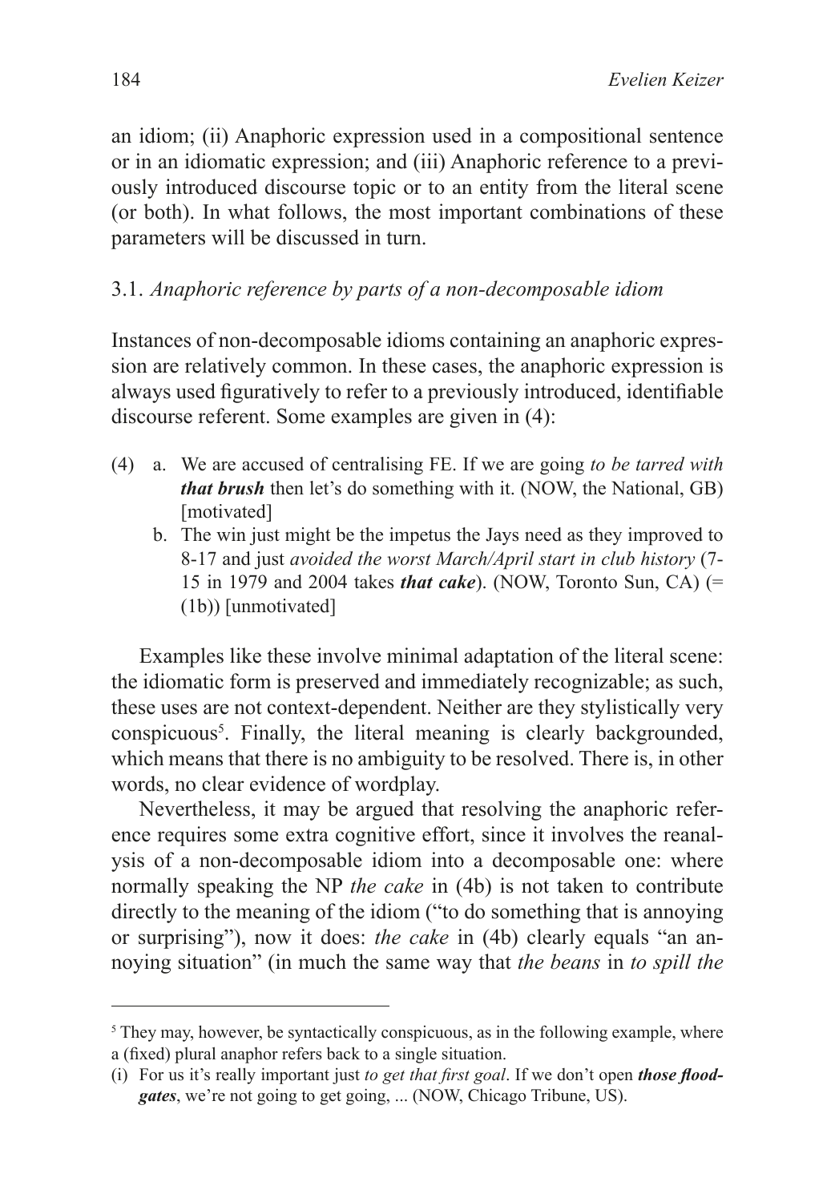an idiom; (ii) Anaphoric expression used in a compositional sentence or in an idiomatic expression; and (iii) Anaphoric reference to a previously introduced discourse topic or to an entity from the literal scene (or both). In what follows, the most important combinations of these parameters will be discussed in turn.

### 3.1. *Anaphoric reference by parts of a non-decomposable idiom*

Instances of non-decomposable idioms containing an anaphoric expression are relatively common. In these cases, the anaphoric expression is always used figuratively to refer to a previously introduced, identifiable discourse referent. Some examples are given in (4):

(4) a. We are accused of centralising FE. If we are going *to be tarred with **that brush*** then let's do something with it. (NOW, the National, GB) [motivated]

b. The win just might be the impetus the Jays need as they improved to 8-17 and just *avoided the worst March/April start in club history* (7-15 in 1979 and 2004 takes ***that cake***). (NOW, Toronto Sun, CA) (= (1b)) [unmotivated]

Examples like these involve minimal adaptation of the literal scene: the idiomatic form is preserved and immediately recognizable; as such, these uses are not context-dependent. Neither are they stylistically very conspicuous[5]. Finally, the literal meaning is clearly backgrounded, which means that there is no ambiguity to be resolved. There is, in other words, no clear evidence of wordplay.

Nevertheless, it may be argued that resolving the anaphoric reference requires some extra cognitive effort, since it involves the reanalysis of a non-decomposable idiom into a decomposable one: where normally speaking the NP *the cake* in (4b) is not taken to contribute directly to the meaning of the idiom ("to do something that is annoying or surprising"), now it does: *the cake* in (4b) clearly equals "an annoying situation" (in much the same way that *the beans* in *to spill the*

---

[5] They may, however, be syntactically conspicuous, as in the following example, where a (fixed) plural anaphor refers back to a single situation.

(i) For us it's really important just *to get that first goal*. If we don't open ***those floodgates***, we're not going to get going, ... (NOW, Chicago Tribune, US).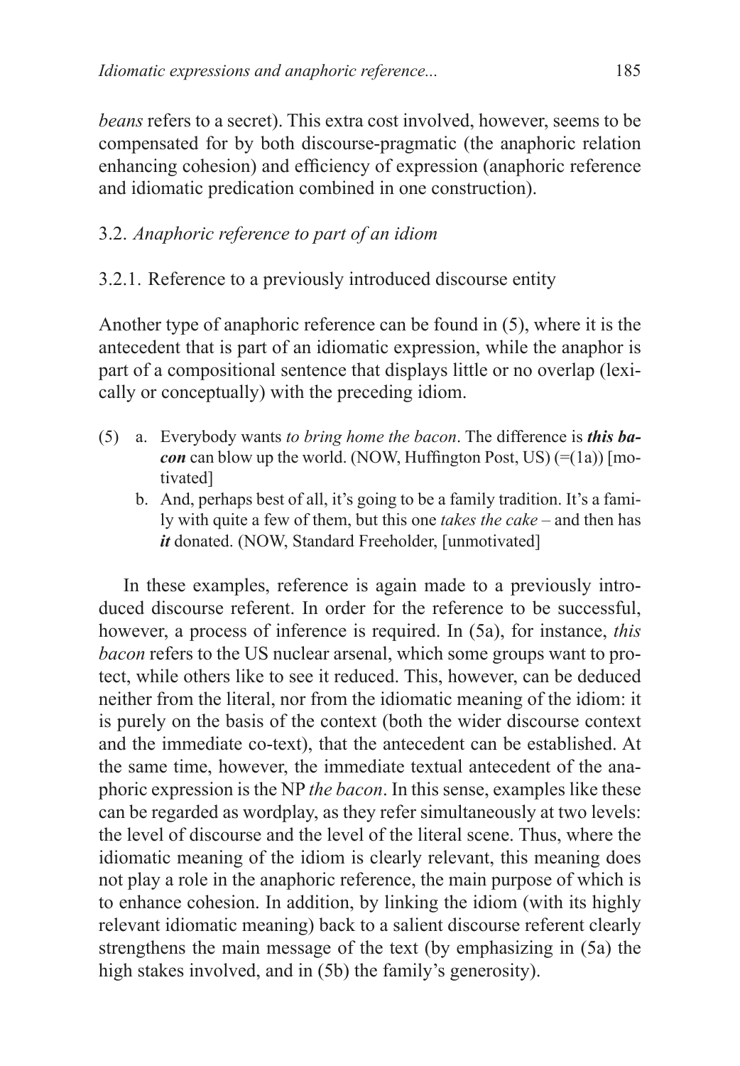*beans* refers to a secret). This extra cost involved, however, seems to be compensated for by both discourse-pragmatic (the anaphoric relation enhancing cohesion) and efficiency of expression (anaphoric reference and idiomatic predication combined in one construction).

### 3.2. *Anaphoric reference to part of an idiom*

#### 3.2.1. Reference to a previously introduced discourse entity

Another type of anaphoric reference can be found in (5), where it is the antecedent that is part of an idiomatic expression, while the anaphor is part of a compositional sentence that displays little or no overlap (lexically or conceptually) with the preceding idiom.

(5) a. Everybody wants *to bring home the bacon*. The difference is ***this bacon*** can blow up the world. (NOW, Huffington Post, US) (=(1a)) [motivated]

b. And, perhaps best of all, it's going to be a family tradition. It's a family with quite a few of them, but this one *takes the cake* – and then has ***it*** donated. (NOW, Standard Freeholder, [unmotivated]

In these examples, reference is again made to a previously introduced discourse referent. In order for the reference to be successful, however, a process of inference is required. In (5a), for instance, *this bacon* refers to the US nuclear arsenal, which some groups want to protect, while others like to see it reduced. This, however, can be deduced neither from the literal, nor from the idiomatic meaning of the idiom: it is purely on the basis of the context (both the wider discourse context and the immediate co-text), that the antecedent can be established. At the same time, however, the immediate textual antecedent of the anaphoric expression is the NP *the bacon*. In this sense, examples like these can be regarded as wordplay, as they refer simultaneously at two levels: the level of discourse and the level of the literal scene. Thus, where the idiomatic meaning of the idiom is clearly relevant, this meaning does not play a role in the anaphoric reference, the main purpose of which is to enhance cohesion. In addition, by linking the idiom (with its highly relevant idiomatic meaning) back to a salient discourse referent clearly strengthens the main message of the text (by emphasizing in (5a) the high stakes involved, and in (5b) the family's generosity).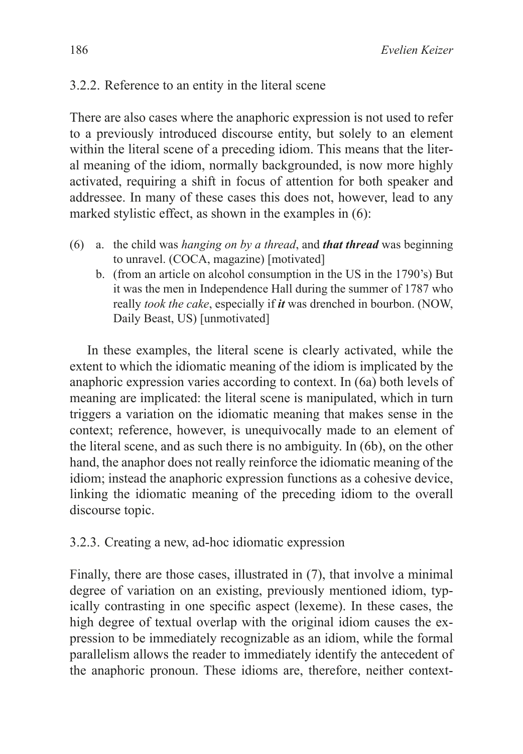### 3.2.2. Reference to an entity in the literal scene

There are also cases where the anaphoric expression is not used to refer to a previously introduced discourse entity, but solely to an element within the literal scene of a preceding idiom. This means that the literal meaning of the idiom, normally backgrounded, is now more highly activated, requiring a shift in focus of attention for both speaker and addressee. In many of these cases this does not, however, lead to any marked stylistic effect, as shown in the examples in (6):

(6) a. the child was *hanging on by a thread*, and ***that thread*** was beginning to unravel. (COCA, magazine) [motivated]

b. (from an article on alcohol consumption in the US in the 1790's) But it was the men in Independence Hall during the summer of 1787 who really *took the cake*, especially if ***it*** was drenched in bourbon. (NOW, Daily Beast, US) [unmotivated]

In these examples, the literal scene is clearly activated, while the extent to which the idiomatic meaning of the idiom is implicated by the anaphoric expression varies according to context. In (6a) both levels of meaning are implicated: the literal scene is manipulated, which in turn triggers a variation on the idiomatic meaning that makes sense in the context; reference, however, is unequivocally made to an element of the literal scene, and as such there is no ambiguity. In (6b), on the other hand, the anaphor does not really reinforce the idiomatic meaning of the idiom; instead the anaphoric expression functions as a cohesive device, linking the idiomatic meaning of the preceding idiom to the overall discourse topic.

### 3.2.3. Creating a new, ad-hoc idiomatic expression

Finally, there are those cases, illustrated in (7), that involve a minimal degree of variation on an existing, previously mentioned idiom, typically contrasting in one specific aspect (lexeme). In these cases, the high degree of textual overlap with the original idiom causes the expression to be immediately recognizable as an idiom, while the formal parallelism allows the reader to immediately identify the antecedent of the anaphoric pronoun. These idioms are, therefore, neither context-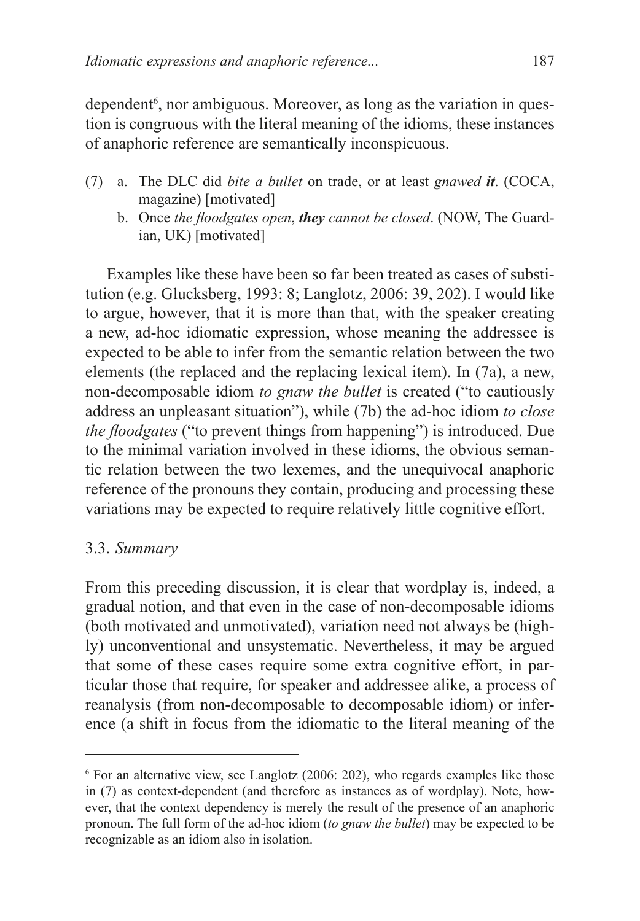dependent[6], nor ambiguous. Moreover, as long as the variation in question is congruous with the literal meaning of the idioms, these instances of anaphoric reference are semantically inconspicuous.

(7) a. The DLC did *bite a bullet* on trade, or at least *gnawed **it***. (COCA, magazine) [motivated]
   b. Once *the floodgates open*, ***they** cannot be closed*. (NOW, The Guardian, UK) [motivated]

Examples like these have been so far been treated as cases of substitution (e.g. Glucksberg, 1993: 8; Langlotz, 2006: 39, 202). I would like to argue, however, that it is more than that, with the speaker creating a new, ad-hoc idiomatic expression, whose meaning the addressee is expected to be able to infer from the semantic relation between the two elements (the replaced and the replacing lexical item). In (7a), a new, non-decomposable idiom *to gnaw the bullet* is created ("to cautiously address an unpleasant situation"), while (7b) the ad-hoc idiom *to close the floodgates* ("to prevent things from happening") is introduced. Due to the minimal variation involved in these idioms, the obvious semantic relation between the two lexemes, and the unequivocal anaphoric reference of the pronouns they contain, producing and processing these variations may be expected to require relatively little cognitive effort.

### 3.3. *Summary*

From this preceding discussion, it is clear that wordplay is, indeed, a gradual notion, and that even in the case of non-decomposable idioms (both motivated and unmotivated), variation need not always be (highly) unconventional and unsystematic. Nevertheless, it may be argued that some of these cases require some extra cognitive effort, in particular those that require, for speaker and addressee alike, a process of reanalysis (from non-decomposable to decomposable idiom) or inference (a shift in focus from the idiomatic to the literal meaning of the

---

[6] For an alternative view, see Langlotz (2006: 202), who regards examples like those in (7) as context-dependent (and therefore as instances as of wordplay). Note, however, that the context dependency is merely the result of the presence of an anaphoric pronoun. The full form of the ad-hoc idiom (*to gnaw the bullet*) may be expected to be recognizable as an idiom also in isolation.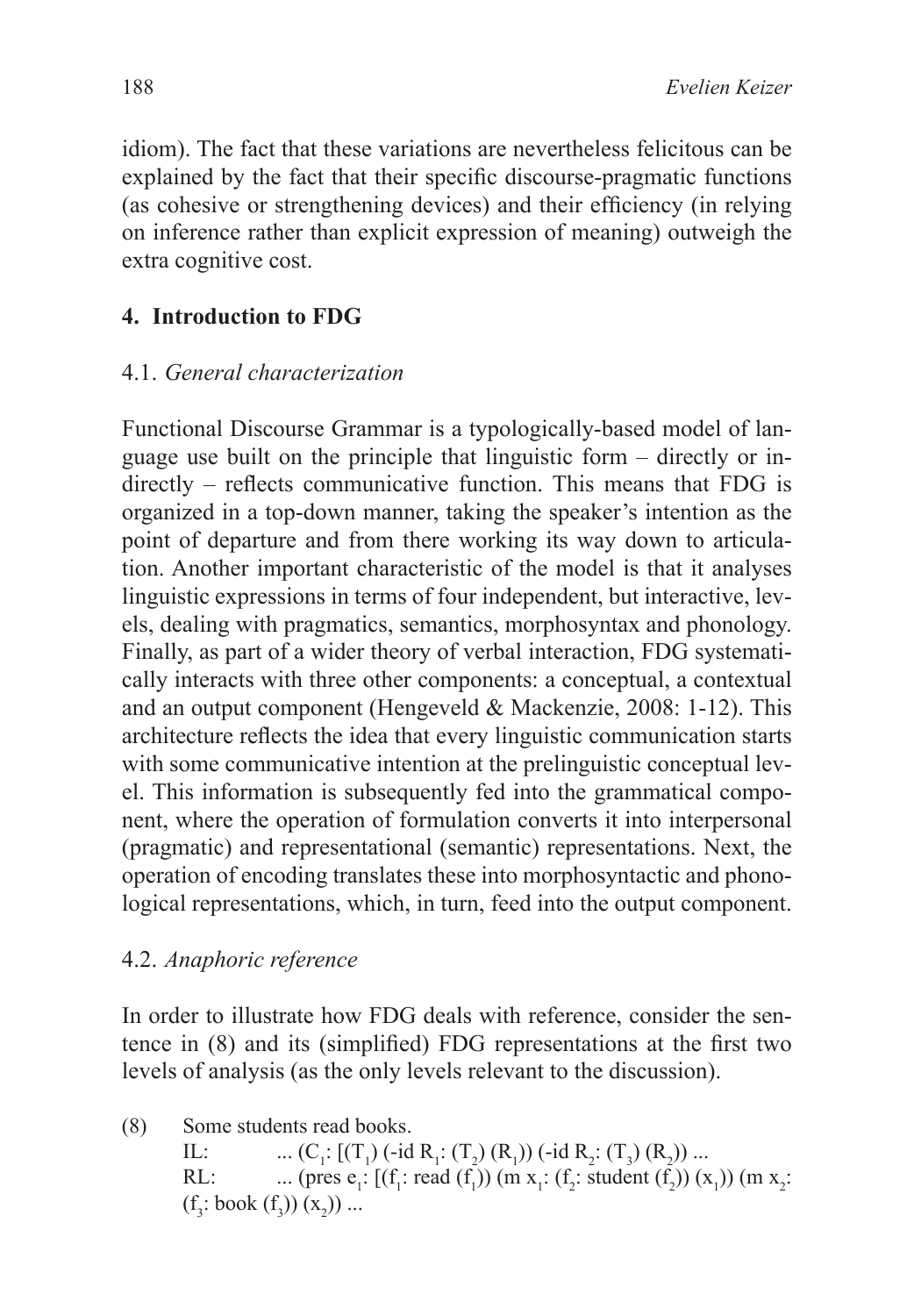idiom). The fact that these variations are nevertheless felicitous can be explained by the fact that their specific discourse-pragmatic functions (as cohesive or strengthening devices) and their efficiency (in relying on inference rather than explicit expression of meaning) outweigh the extra cognitive cost.

## 4. Introduction to FDG

### 4.1. *General characterization*

Functional Discourse Grammar is a typologically-based model of language use built on the principle that linguistic form – directly or indirectly – reflects communicative function. This means that FDG is organized in a top-down manner, taking the speaker's intention as the point of departure and from there working its way down to articulation. Another important characteristic of the model is that it analyses linguistic expressions in terms of four independent, but interactive, levels, dealing with pragmatics, semantics, morphosyntax and phonology. Finally, as part of a wider theory of verbal interaction, FDG systematically interacts with three other components: a conceptual, a contextual and an output component (Hengeveld & Mackenzie, 2008: 1-12). This architecture reflects the idea that every linguistic communication starts with some communicative intention at the prelinguistic conceptual level. This information is subsequently fed into the grammatical component, where the operation of formulation converts it into interpersonal (pragmatic) and representational (semantic) representations. Next, the operation of encoding translates these into morphosyntactic and phonological representations, which, in turn, feed into the output component.

### 4.2. *Anaphoric reference*

In order to illustrate how FDG deals with reference, consider the sentence in (8) and its (simplified) FDG representations at the first two levels of analysis (as the only levels relevant to the discussion).

(8) Some students read books.
IL: ... ($C_1$: [($T_1$) (-id $R_1$: ($T_2$) ($R_1$)) (-id $R_2$: ($T_3$) ($R_2$)) ...
RL: ... (pres $e_1$: [($f_1$: read ($f_1$)) (m $x_1$: ($f_2$: student ($f_2$)) ($x_1$)) (m $x_2$: ($f_3$: book ($f_3$)) ($x_2$)) ...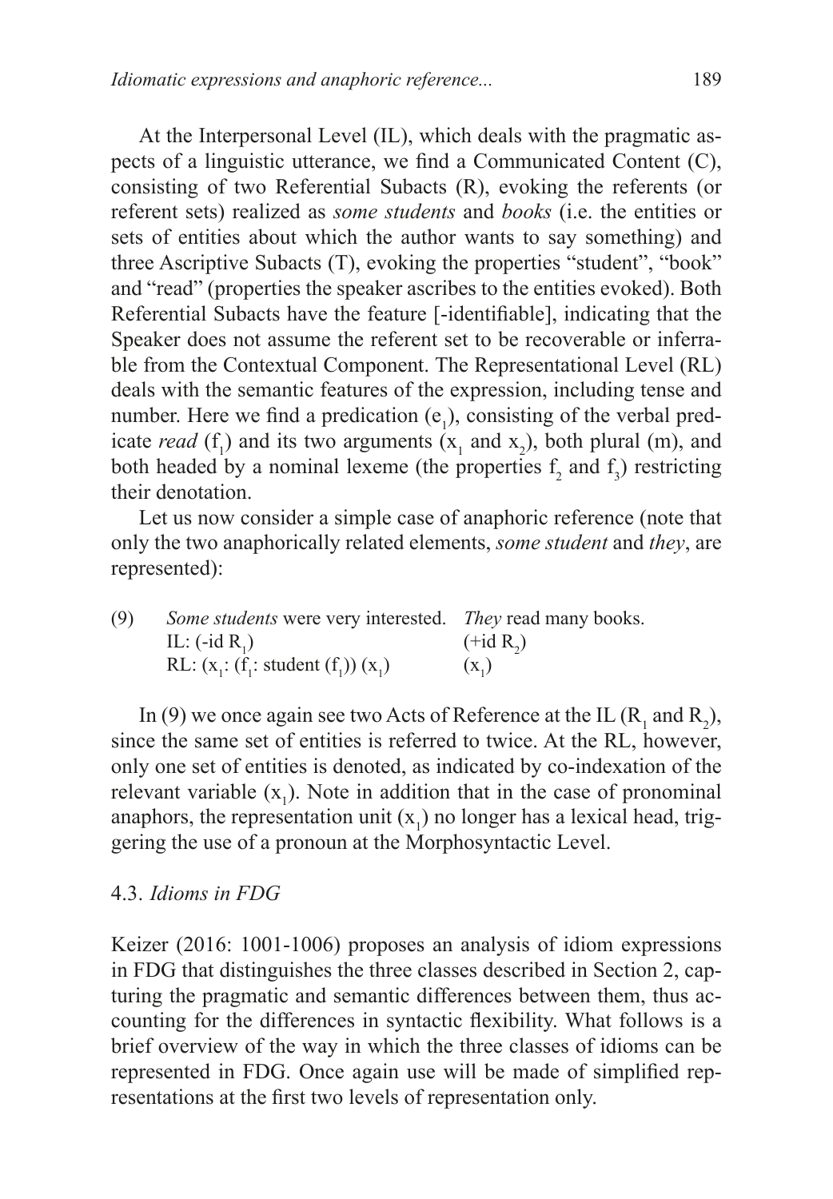At the Interpersonal Level (IL), which deals with the pragmatic aspects of a linguistic utterance, we find a Communicated Content (C), consisting of two Referential Subacts (R), evoking the referents (or referent sets) realized as *some students* and *books* (i.e. the entities or sets of entities about which the author wants to say something) and three Ascriptive Subacts (T), evoking the properties "student", "book" and "read" (properties the speaker ascribes to the entities evoked). Both Referential Subacts have the feature [-identifiable], indicating that the Speaker does not assume the referent set to be recoverable or inferrable from the Contextual Component. The Representational Level (RL) deals with the semantic features of the expression, including tense and number. Here we find a predication ($e_1$), consisting of the verbal predicate *read* ($f_1$) and its two arguments ($x_1$ and $x_2$), both plural (m), and both headed by a nominal lexeme (the properties $f_2$ and $f_3$) restricting their denotation.

Let us now consider a simple case of anaphoric reference (note that only the two anaphorically related elements, *some student* and *they*, are represented):

| (9) | *Some students* were very interested. | *They* read many books. |
|---|---|---|
| | IL: (-id $R_1$) | (+id $R_2$) |
| | RL: ($x_1$: ($f_1$: student ($f_1$)) ($x_1$) | ($x_1$) |

In (9) we once again see two Acts of Reference at the IL ($R_1$ and $R_2$), since the same set of entities is referred to twice. At the RL, however, only one set of entities is denoted, as indicated by co-indexation of the relevant variable ($x_1$). Note in addition that in the case of pronominal anaphors, the representation unit ($x_1$) no longer has a lexical head, triggering the use of a pronoun at the Morphosyntactic Level.

### 4.3. *Idioms in FDG*

Keizer (2016: 1001-1006) proposes an analysis of idiom expressions in FDG that distinguishes the three classes described in Section 2, capturing the pragmatic and semantic differences between them, thus accounting for the differences in syntactic flexibility. What follows is a brief overview of the way in which the three classes of idioms can be represented in FDG. Once again use will be made of simplified representations at the first two levels of representation only.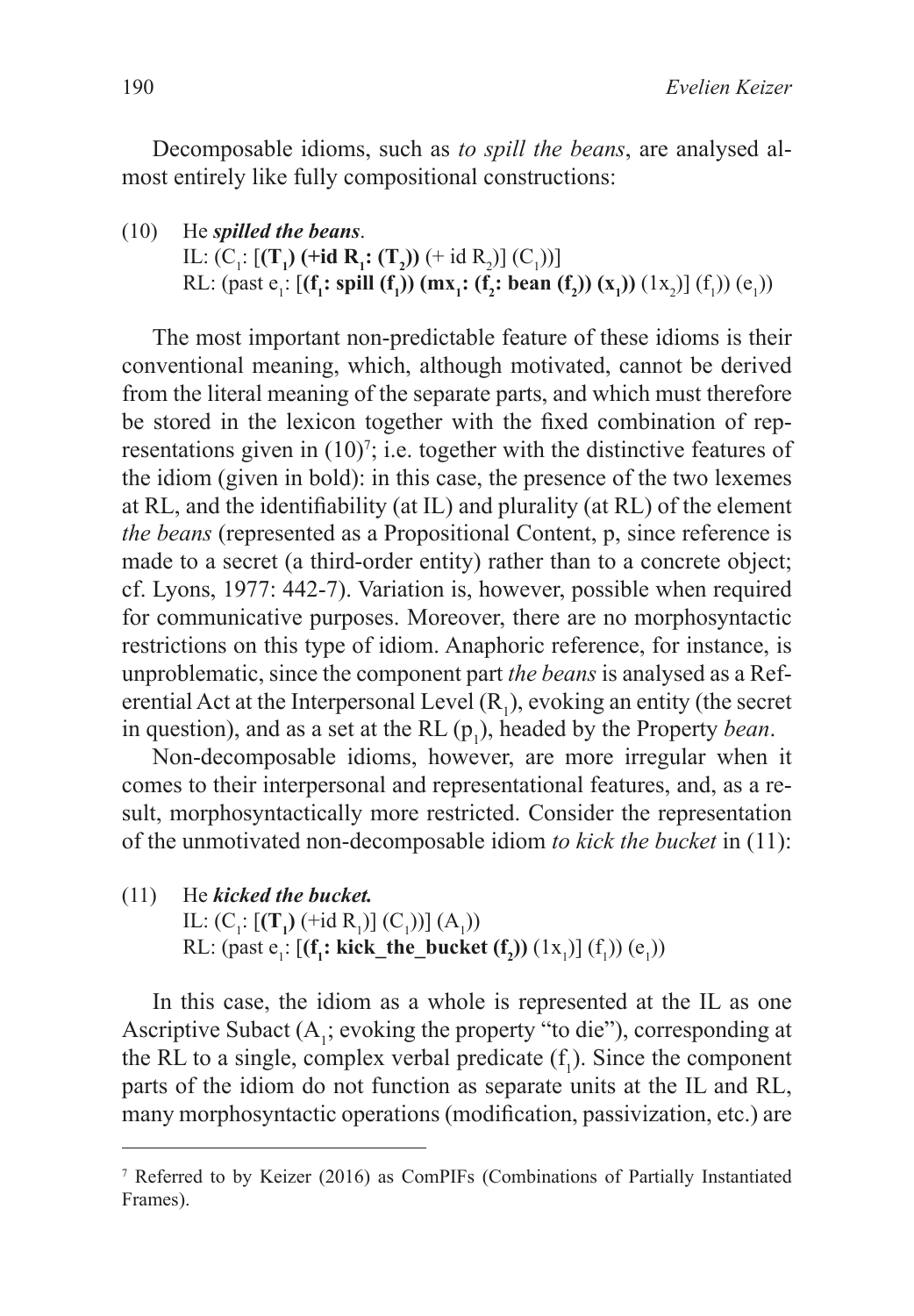Decomposable idioms, such as *to spill the beans*, are analysed almost entirely like fully compositional constructions:

(10) He ***spilled the beans***.
IL: ($C_1$: [**($T_1$) (+id $R_1$: ($T_2$))** (+ id $R_2$)] ($C_1$))]
RL: (past $e_1$: [**($f_1$: spill ($f_1$)) ($mx_1$: ($f_2$: bean ($f_2$)) ($x_1$))** ($1x_2$)] ($f_1$)) ($e_1$))

The most important non-predictable feature of these idioms is their conventional meaning, which, although motivated, cannot be derived from the literal meaning of the separate parts, and which must therefore be stored in the lexicon together with the fixed combination of representations given in (10)[7]; i.e. together with the distinctive features of the idiom (given in bold): in this case, the presence of the two lexemes at RL, and the identifiability (at IL) and plurality (at RL) of the element *the beans* (represented as a Propositional Content, p, since reference is made to a secret (a third-order entity) rather than to a concrete object; cf. Lyons, 1977: 442-7). Variation is, however, possible when required for communicative purposes. Moreover, there are no morphosyntactic restrictions on this type of idiom. Anaphoric reference, for instance, is unproblematic, since the component part *the beans* is analysed as a Referential Act at the Interpersonal Level ($R_1$), evoking an entity (the secret in question), and as a set at the RL ($p_1$), headed by the Property *bean*.

Non-decomposable idioms, however, are more irregular when it comes to their interpersonal and representational features, and, as a result, morphosyntactically more restricted. Consider the representation of the unmotivated non-decomposable idiom *to kick the bucket* in (11):

(11) He ***kicked the bucket.***
IL: ($C_1$: [**($T_1$)** (+id $R_1$)] ($C_1$))] ($A_1$))
RL: (past $e_1$: [**($f_1$: kick_the_bucket ($f_2$))** ($1x_1$)] ($f_1$)) ($e_1$))

In this case, the idiom as a whole is represented at the IL as one Ascriptive Subact ($A_1$; evoking the property "to die"), corresponding at the RL to a single, complex verbal predicate ($f_1$). Since the component parts of the idiom do not function as separate units at the IL and RL, many morphosyntactic operations (modification, passivization, etc.) are

[7] Referred to by Keizer (2016) as ComPIFs (Combinations of Partially Instantiated Frames).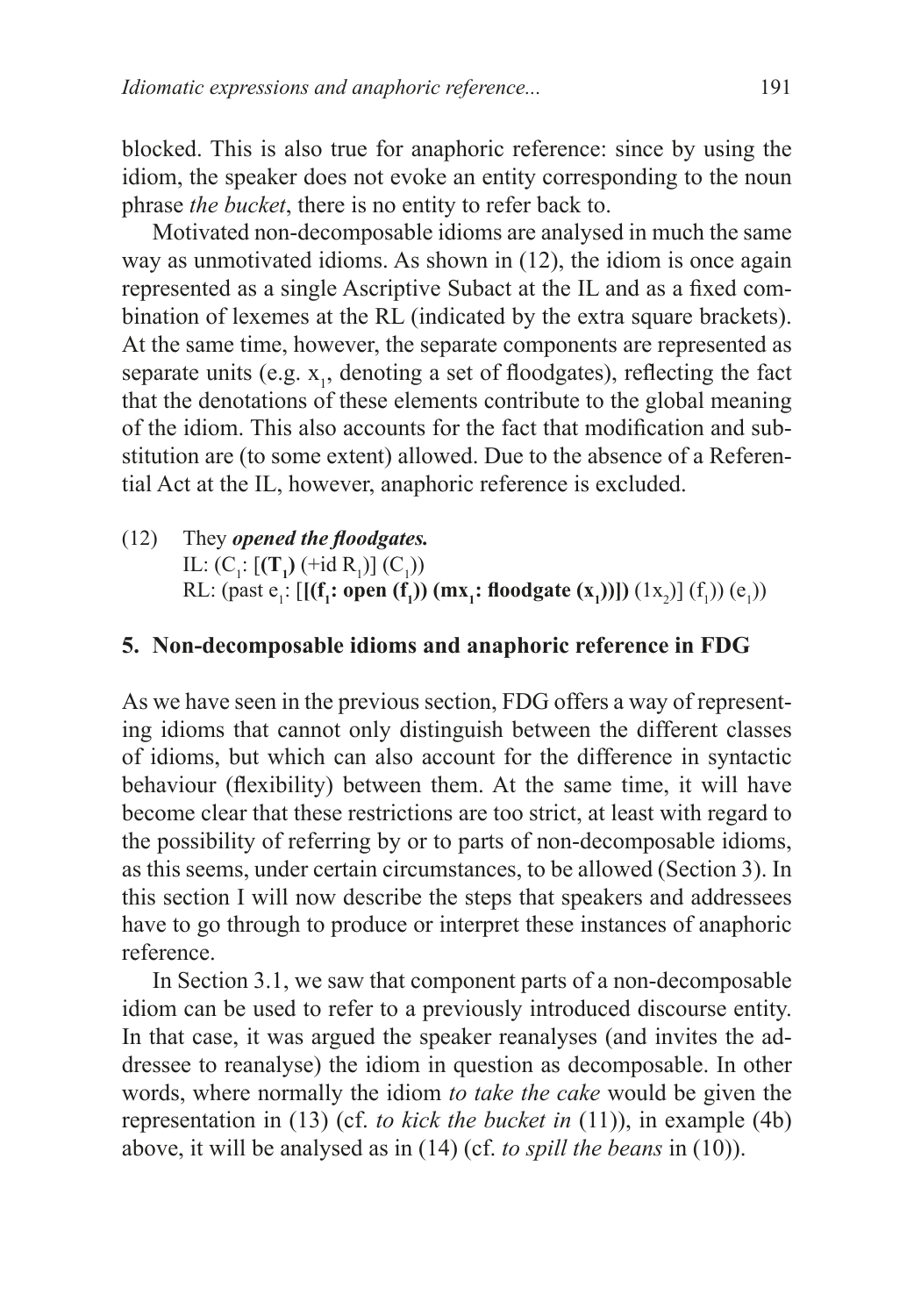blocked. This is also true for anaphoric reference: since by using the idiom, the speaker does not evoke an entity corresponding to the noun phrase *the bucket*, there is no entity to refer back to.

Motivated non-decomposable idioms are analysed in much the same way as unmotivated idioms. As shown in (12), the idiom is once again represented as a single Ascriptive Subact at the IL and as a fixed combination of lexemes at the RL (indicated by the extra square brackets). At the same time, however, the separate components are represented as separate units (e.g. $x_1$, denoting a set of floodgates), reflecting the fact that the denotations of these elements contribute to the global meaning of the idiom. This also accounts for the fact that modification and substitution are (to some extent) allowed. Due to the absence of a Referential Act at the IL, however, anaphoric reference is excluded.

(12) They ***opened the floodgates.***
IL: ($C_1$: [**($T_1$)** (+id $R_1$)] ($C_1$))
RL: (past $e_1$: [**[($f_1$: open ($f_1$)) ($mx_1$: floodgate ($x_1$))])** ($1x_2$)] ($f_1$)) ($e_1$))

## 5. Non-decomposable idioms and anaphoric reference in FDG

As we have seen in the previous section, FDG offers a way of representing idioms that cannot only distinguish between the different classes of idioms, but which can also account for the difference in syntactic behaviour (flexibility) between them. At the same time, it will have become clear that these restrictions are too strict, at least with regard to the possibility of referring by or to parts of non-decomposable idioms, as this seems, under certain circumstances, to be allowed (Section 3). In this section I will now describe the steps that speakers and addressees have to go through to produce or interpret these instances of anaphoric reference.

In Section 3.1, we saw that component parts of a non-decomposable idiom can be used to refer to a previously introduced discourse entity. In that case, it was argued the speaker reanalyses (and invites the addressee to reanalyse) the idiom in question as decomposable. In other words, where normally the idiom *to take the cake* would be given the representation in (13) (cf. *to kick the bucket in* (11)), in example (4b) above, it will be analysed as in (14) (cf. *to spill the beans* in (10)).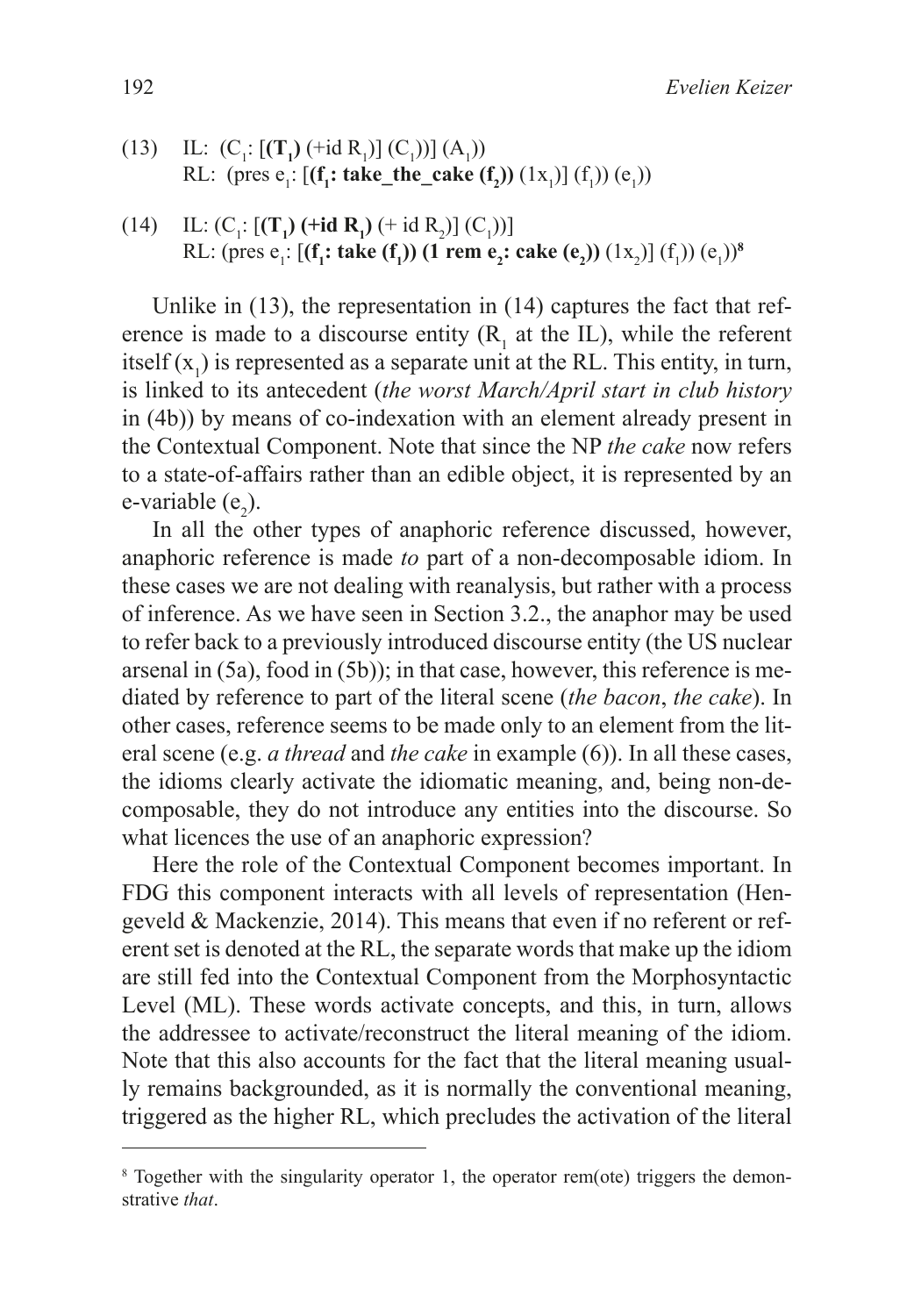(13) IL: $(C_1: [(\mathbf{T_1}) (+\text{id } R_1)] (C_1))] (A_1))$
RL: $(\text{pres } e_1: [(\mathbf{f_1: take\_the\_cake (f_2)}) (1x_1)] (f_1)) (e_1))$

(14) IL: $(C_1: [(\mathbf{T_1}) (\mathbf{+id\ R_1}) (+ \text{id } R_2)] (C_1))]$
RL: $(\text{pres } e_1: [(\mathbf{f_1: take (f_1)}) (\mathbf{1\ rem\ e_2: cake (e_2)}) (1x_2)] (f_1)) (e_1))$[8]

Unlike in (13), the representation in (14) captures the fact that reference is made to a discourse entity ($R_1$ at the IL), while the referent itself ($x_1$) is represented as a separate unit at the RL. This entity, in turn, is linked to its antecedent (*the worst March/April start in club history* in (4b)) by means of co-indexation with an element already present in the Contextual Component. Note that since the NP *the cake* now refers to a state-of-affairs rather than an edible object, it is represented by an e-variable ($e_2$).

In all the other types of anaphoric reference discussed, however, anaphoric reference is made *to* part of a non-decomposable idiom. In these cases we are not dealing with reanalysis, but rather with a process of inference. As we have seen in Section 3.2., the anaphor may be used to refer back to a previously introduced discourse entity (the US nuclear arsenal in (5a), food in (5b)); in that case, however, this reference is mediated by reference to part of the literal scene (*the bacon*, *the cake*). In other cases, reference seems to be made only to an element from the literal scene (e.g. *a thread* and *the cake* in example (6)). In all these cases, the idioms clearly activate the idiomatic meaning, and, being non-decomposable, they do not introduce any entities into the discourse. So what licences the use of an anaphoric expression?

Here the role of the Contextual Component becomes important. In FDG this component interacts with all levels of representation (Hengeveld & Mackenzie, 2014). This means that even if no referent or referent set is denoted at the RL, the separate words that make up the idiom are still fed into the Contextual Component from the Morphosyntactic Level (ML). These words activate concepts, and this, in turn, allows the addressee to activate/reconstruct the literal meaning of the idiom. Note that this also accounts for the fact that the literal meaning usually remains backgrounded, as it is normally the conventional meaning, triggered as the higher RL, which precludes the activation of the literal

---

[8] Together with the singularity operator 1, the operator rem(ote) triggers the demonstrative *that*.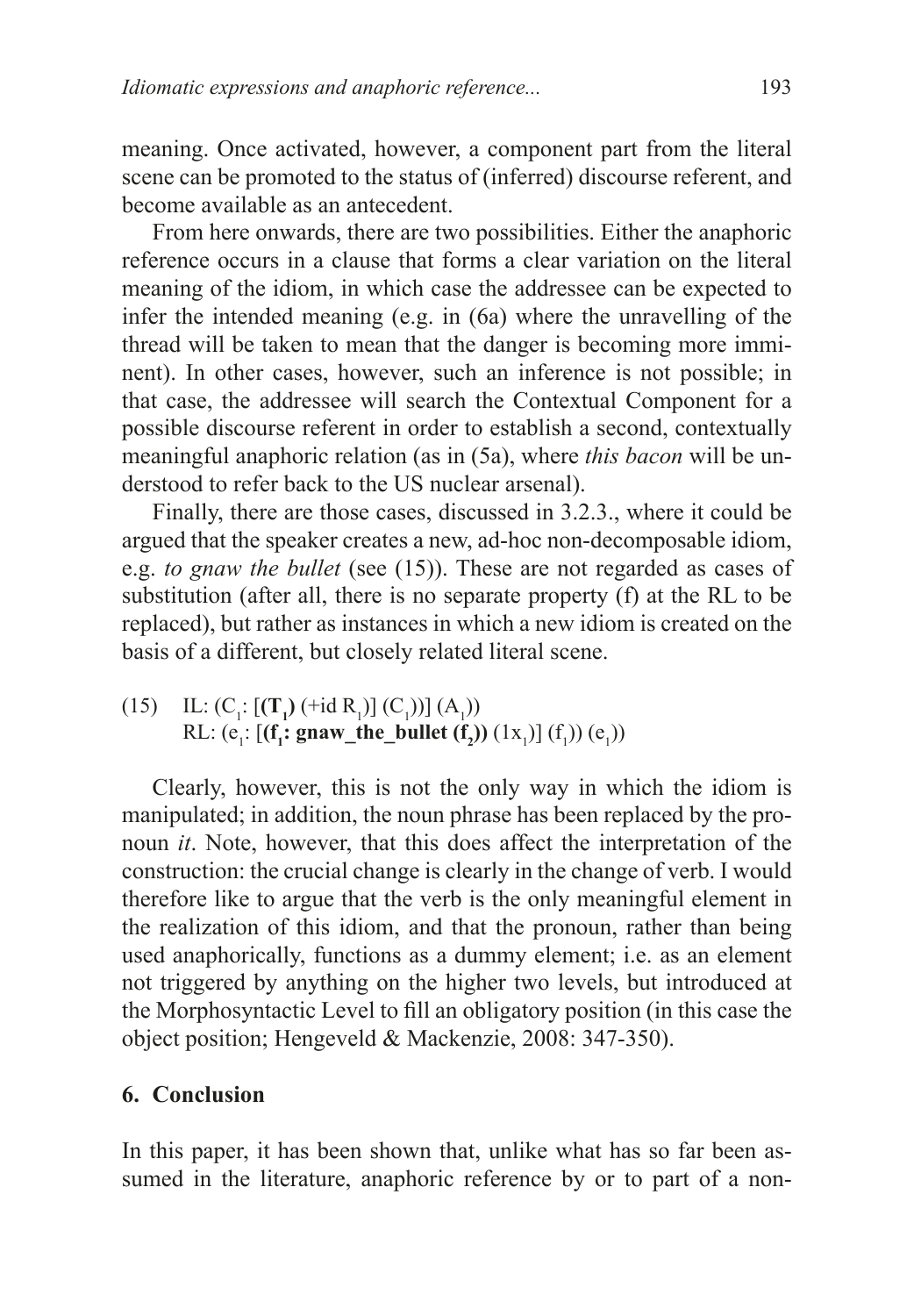meaning. Once activated, however, a component part from the literal scene can be promoted to the status of (inferred) discourse referent, and become available as an antecedent.

From here onwards, there are two possibilities. Either the anaphoric reference occurs in a clause that forms a clear variation on the literal meaning of the idiom, in which case the addressee can be expected to infer the intended meaning (e.g. in (6a) where the unravelling of the thread will be taken to mean that the danger is becoming more imminent). In other cases, however, such an inference is not possible; in that case, the addressee will search the Contextual Component for a possible discourse referent in order to establish a second, contextually meaningful anaphoric relation (as in (5a), where *this bacon* will be understood to refer back to the US nuclear arsenal).

Finally, there are those cases, discussed in 3.2.3., where it could be argued that the speaker creates a new, ad-hoc non-decomposable idiom, e.g. *to gnaw the bullet* (see (15)). These are not regarded as cases of substitution (after all, there is no separate property (f) at the RL to be replaced), but rather as instances in which a new idiom is created on the basis of a different, but closely related literal scene.

(15) IL: $(C_1$: $[(\mathbf{T_1})$ $(+\text{id } R_1)]$ $(C_1))]$ $(A_1))$
RL: $(e_1$: $[(\mathbf{f_1}$**: gnaw_the_bullet** $(\mathbf{f_2}))$ $(1x_1)]$ $(f_1))$ $(e_1))$

Clearly, however, this is not the only way in which the idiom is manipulated; in addition, the noun phrase has been replaced by the pronoun *it*. Note, however, that this does affect the interpretation of the construction: the crucial change is clearly in the change of verb. I would therefore like to argue that the verb is the only meaningful element in the realization of this idiom, and that the pronoun, rather than being used anaphorically, functions as a dummy element; i.e. as an element not triggered by anything on the higher two levels, but introduced at the Morphosyntactic Level to fill an obligatory position (in this case the object position; Hengeveld & Mackenzie, 2008: 347-350).

## 6. Conclusion

In this paper, it has been shown that, unlike what has so far been assumed in the literature, anaphoric reference by or to part of a non-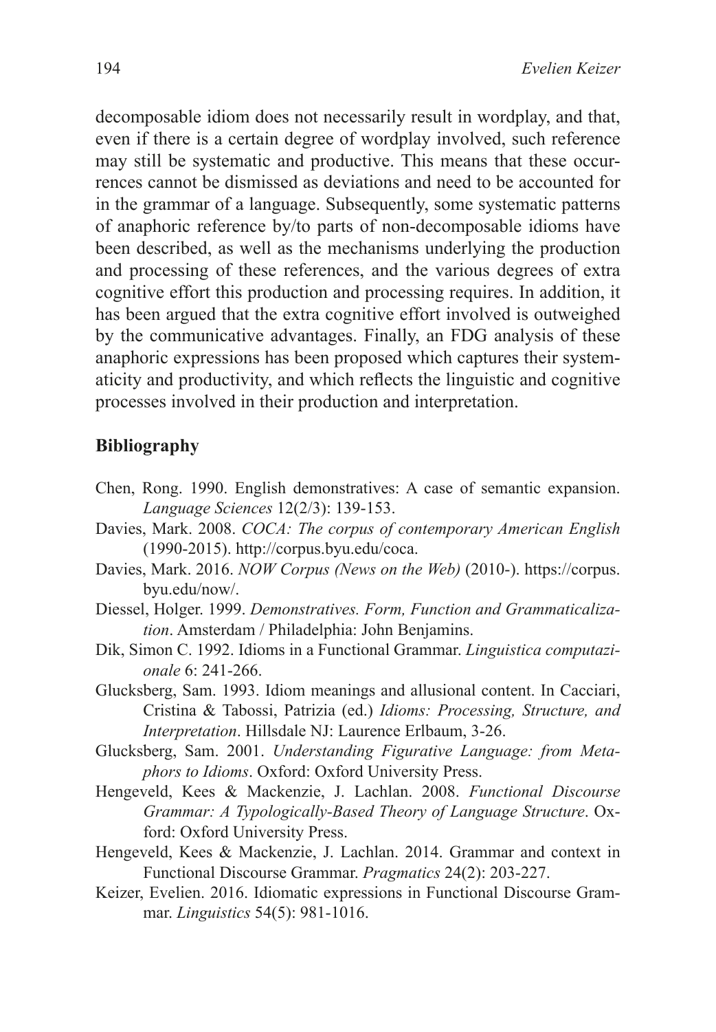decomposable idiom does not necessarily result in wordplay, and that, even if there is a certain degree of wordplay involved, such reference may still be systematic and productive. This means that these occurrences cannot be dismissed as deviations and need to be accounted for in the grammar of a language. Subsequently, some systematic patterns of anaphoric reference by/to parts of non-decomposable idioms have been described, as well as the mechanisms underlying the production and processing of these references, and the various degrees of extra cognitive effort this production and processing requires. In addition, it has been argued that the extra cognitive effort involved is outweighed by the communicative advantages. Finally, an FDG analysis of these anaphoric expressions has been proposed which captures their systematicity and productivity, and which reflects the linguistic and cognitive processes involved in their production and interpretation.

## Bibliography

Chen, Rong. 1990. English demonstratives: A case of semantic expansion. *Language Sciences* 12(2/3): 139-153.

Davies, Mark. 2008. *COCA: The corpus of contemporary American English* (1990-2015). http://corpus.byu.edu/coca.

Davies, Mark. 2016. *NOW Corpus (News on the Web)* (2010-). https://corpus.byu.edu/now/.

Diessel, Holger. 1999. *Demonstratives. Form, Function and Grammaticalization*. Amsterdam / Philadelphia: John Benjamins.

Dik, Simon C. 1992. Idioms in a Functional Grammar. *Linguistica computazionale* 6: 241-266.

Glucksberg, Sam. 1993. Idiom meanings and allusional content. In Cacciari, Cristina & Tabossi, Patrizia (ed.) *Idioms: Processing, Structure, and Interpretation*. Hillsdale NJ: Laurence Erlbaum, 3-26.

Glucksberg, Sam. 2001. *Understanding Figurative Language: from Metaphors to Idioms*. Oxford: Oxford University Press.

Hengeveld, Kees & Mackenzie, J. Lachlan. 2008. *Functional Discourse Grammar: A Typologically-Based Theory of Language Structure*. Oxford: Oxford University Press.

Hengeveld, Kees & Mackenzie, J. Lachlan. 2014. Grammar and context in Functional Discourse Grammar. *Pragmatics* 24(2): 203-227.

Keizer, Evelien. 2016. Idiomatic expressions in Functional Discourse Grammar. *Linguistics* 54(5): 981-1016.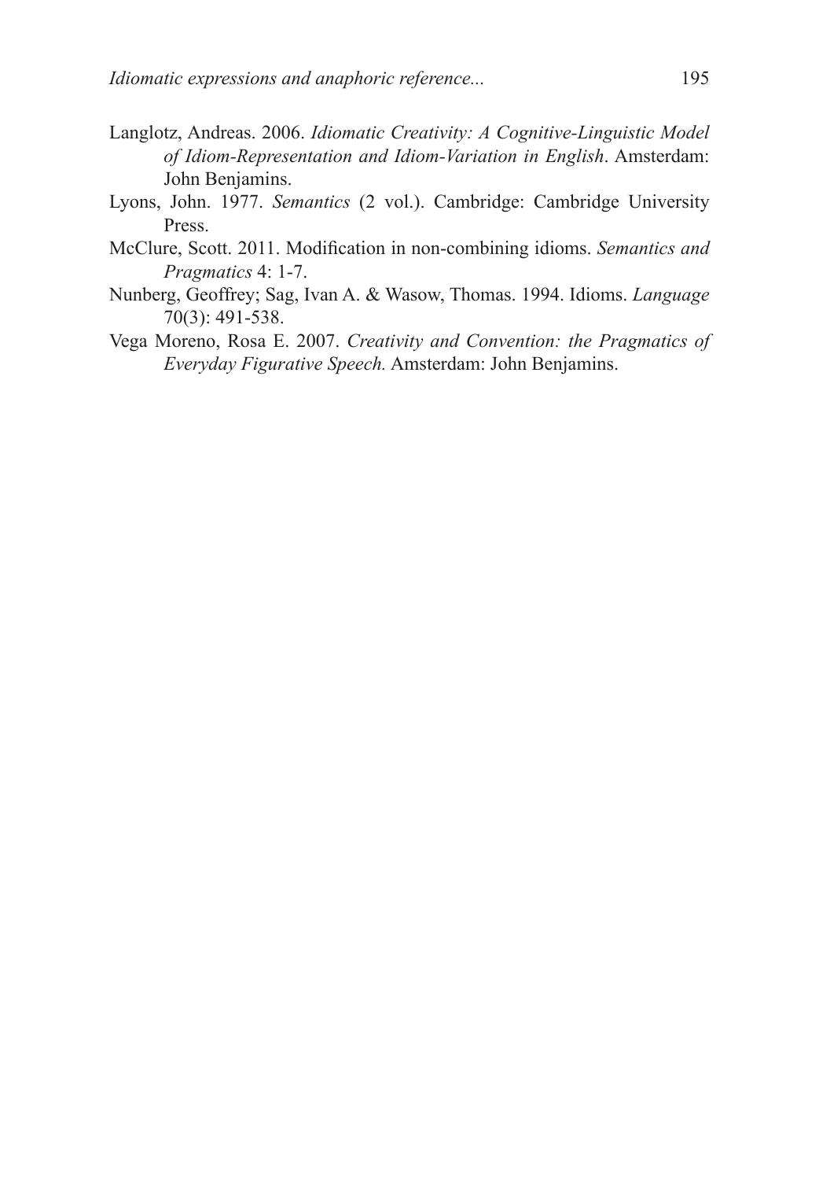Langlotz, Andreas. 2006. *Idiomatic Creativity: A Cognitive-Linguistic Model of Idiom-Representation and Idiom-Variation in English*. Amsterdam: John Benjamins.

Lyons, John. 1977. *Semantics* (2 vol.). Cambridge: Cambridge University Press.

McClure, Scott. 2011. Modification in non-combining idioms. *Semantics and Pragmatics* 4: 1-7.

Nunberg, Geoffrey; Sag, Ivan A. & Wasow, Thomas. 1994. Idioms. *Language* 70(3): 491-538.

Vega Moreno, Rosa E. 2007. *Creativity and Convention: the Pragmatics of Everyday Figurative Speech.* Amsterdam: John Benjamins.